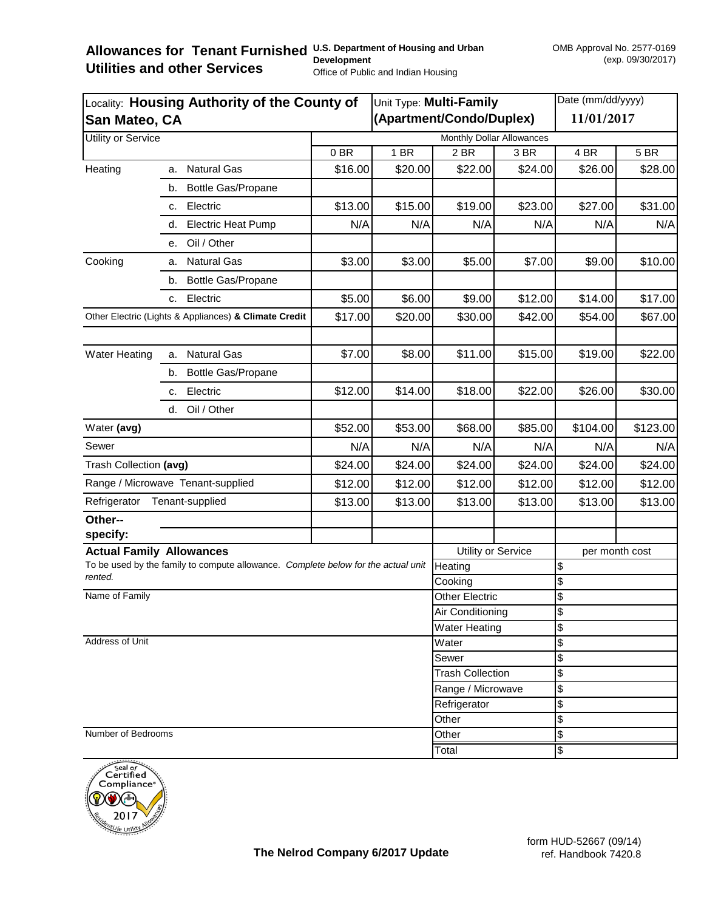# Allowances for Tenant Furnished Utilities and other Services

**U.S. Department of Housing and Urban Development**
Office of Public and Indian Housing

OMB Approval No. 2577-0169 (exp. 09/30/2017)

| Locality: **Housing Authority of the County of San Mateo, CA** | | Unit Type: **Multi-Family (Apartment/Condo/Duplex)** | | | | Date (mm/dd/yyyy) **11/01/2017** | |
|---|---|---|---|---|---|---|---|
| Utility or Service | | Monthly Dollar Allowances | | | | | |
| | | 0 BR | 1 BR | 2 BR | 3 BR | 4 BR | 5 BR |
| Heating | a. Natural Gas | $16.00 | $20.00 | $22.00 | $24.00 | $26.00 | $28.00 |
| | b. Bottle Gas/Propane | | | | | | |
| | c. Electric | $13.00 | $15.00 | $19.00 | $23.00 | $27.00 | $31.00 |
| | d. Electric Heat Pump | N/A | N/A | N/A | N/A | N/A | N/A |
| | e. Oil / Other | | | | | | |
| Cooking | a. Natural Gas | $3.00 | $3.00 | $5.00 | $7.00 | $9.00 | $10.00 |
| | b. Bottle Gas/Propane | | | | | | |
| | c. Electric | $5.00 | $6.00 | $9.00 | $12.00 | $14.00 | $17.00 |
| Other Electric (Lights & Appliances) **& Climate Credit** | | $17.00 | $20.00 | $30.00 | $42.00 | $54.00 | $67.00 |
| | | | | | | | |
| Water Heating | a. Natural Gas | $7.00 | $8.00 | $11.00 | $15.00 | $19.00 | $22.00 |
| | b. Bottle Gas/Propane | | | | | | |
| | c. Electric | $12.00 | $14.00 | $18.00 | $22.00 | $26.00 | $30.00 |
| | d. Oil / Other | | | | | | |
| Water **(avg)** | | $52.00 | $53.00 | $68.00 | $85.00 | $104.00 | $123.00 |
| Sewer | | N/A | N/A | N/A | N/A | N/A | N/A |
| Trash Collection **(avg)** | | $24.00 | $24.00 | $24.00 | $24.00 | $24.00 | $24.00 |
| Range / Microwave Tenant-supplied | | $12.00 | $12.00 | $12.00 | $12.00 | $12.00 | $12.00 |
| Refrigerator Tenant-supplied | | $13.00 | $13.00 | $13.00 | $13.00 | $13.00 | $13.00 |
| **Other--specify:** | | | | | | | |

**Actual Family Allowances**

*To be used by the family to compute allowance. Complete below for the actual unit rented.*

| Utility or Service | per month cost |
|---|---|
| Heating | $ |
| Cooking | $ |
| Other Electric | $ |
| Air Conditioning | $ |
| Water Heating | $ |
| Water | $ |
| Sewer | $ |
| Trash Collection | $ |
| Range / Microwave | $ |
| Refrigerator | $ |
| Other | $ |
| Other | $ |
| Total | $ |

Name of Family

Address of Unit

Number of Bedrooms

Seal of Certified Compliance 2017 ResidentLife Utility Allowances

**The Nelrod Company 6/2017 Update**

form HUD-52667 (09/14)
ref. Handbook 7420.8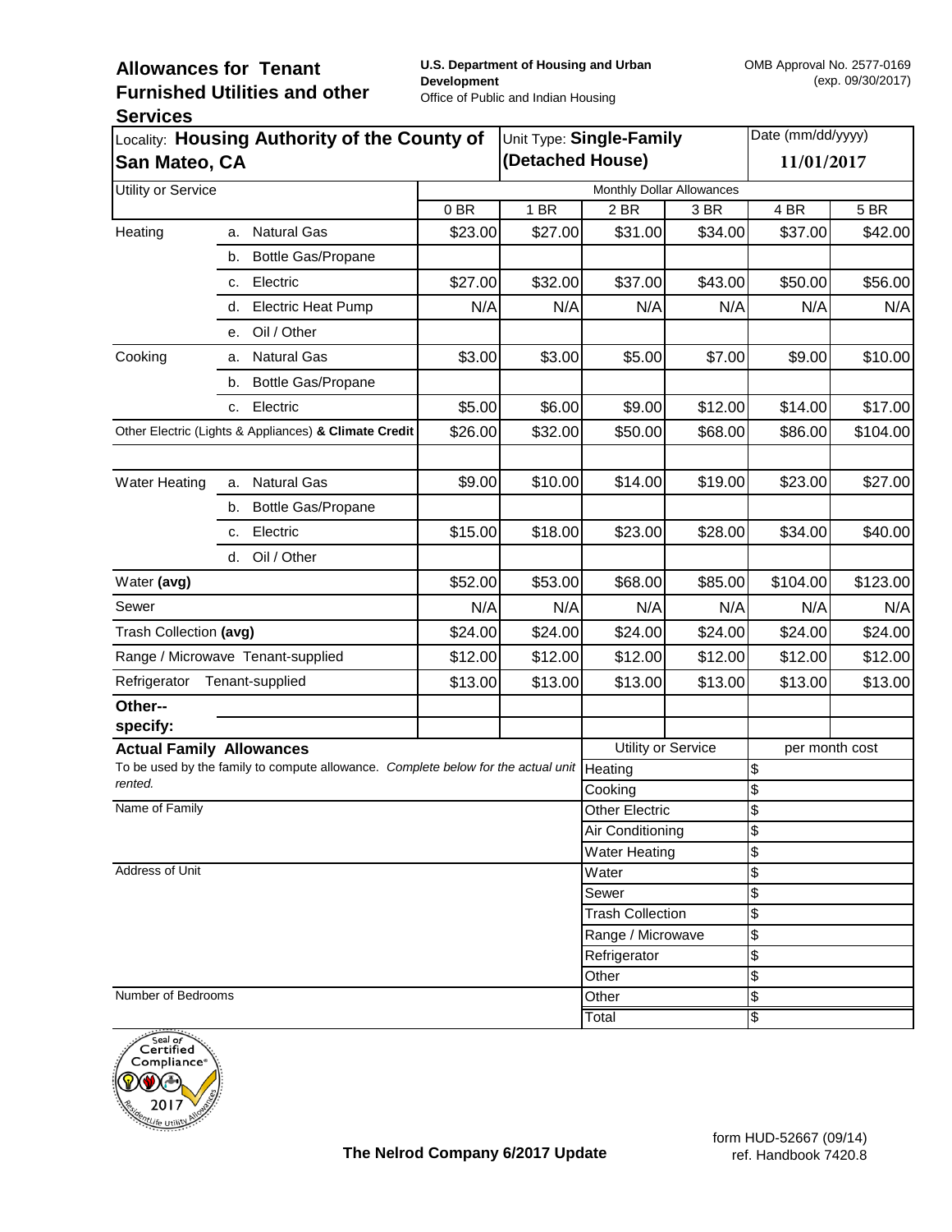# Allowances for Tenant Furnished Utilities and other Services

**U.S. Department of Housing and Urban Development**
Office of Public and Indian Housing

OMB Approval No. 2577-0169 (exp. 09/30/2017)

| Locality: **Housing Authority of the County of San Mateo, CA** | | Unit Type: **Single-Family (Detached House)** | | | | Date (mm/dd/yyyy) **11/01/2017** | |
|---|---|---|---|---|---|---|---|
| Utility or Service | | Monthly Dollar Allowances | | | | | |
| | | 0 BR | 1 BR | 2 BR | 3 BR | 4 BR | 5 BR |
| Heating | a. Natural Gas | $23.00 | $27.00 | $31.00 | $34.00 | $37.00 | $42.00 |
| | b. Bottle Gas/Propane | | | | | | |
| | c. Electric | $27.00 | $32.00 | $37.00 | $43.00 | $50.00 | $56.00 |
| | d. Electric Heat Pump | N/A | N/A | N/A | N/A | N/A | N/A |
| | e. Oil / Other | | | | | | |
| Cooking | a. Natural Gas | $3.00 | $3.00 | $5.00 | $7.00 | $9.00 | $10.00 |
| | b. Bottle Gas/Propane | | | | | | |
| | c. Electric | $5.00 | $6.00 | $9.00 | $12.00 | $14.00 | $17.00 |
| Other Electric (Lights & Appliances) **& Climate Credit** | | $26.00 | $32.00 | $50.00 | $68.00 | $86.00 | $104.00 |
| | | | | | | | |
| Water Heating | a. Natural Gas | $9.00 | $10.00 | $14.00 | $19.00 | $23.00 | $27.00 |
| | b. Bottle Gas/Propane | | | | | | |
| | c. Electric | $15.00 | $18.00 | $23.00 | $28.00 | $34.00 | $40.00 |
| | d. Oil / Other | | | | | | |
| Water **(avg)** | | $52.00 | $53.00 | $68.00 | $85.00 | $104.00 | $123.00 |
| Sewer | | N/A | N/A | N/A | N/A | N/A | N/A |
| Trash Collection **(avg)** | | $24.00 | $24.00 | $24.00 | $24.00 | $24.00 | $24.00 |
| Range / Microwave Tenant-supplied | | $12.00 | $12.00 | $12.00 | $12.00 | $12.00 | $12.00 |
| Refrigerator Tenant-supplied | | $13.00 | $13.00 | $13.00 | $13.00 | $13.00 | $13.00 |
| **Other--specify:** | | | | | | | |
| | | | | | | | |

**Actual Family Allowances**

To be used by the family to compute allowance. *Complete below for the actual unit rented.*

Name of Family

Address of Unit

Number of Bedrooms

| Utility or Service | per month cost |
|---|---|
| Heating | $ |
| Cooking | $ |
| Other Electric | $ |
| Air Conditioning | $ |
| Water Heating | $ |
| Water | $ |
| Sewer | $ |
| Trash Collection | $ |
| Range / Microwave | $ |
| Refrigerator | $ |
| Other | $ |
| Other | $ |
| Total | $ |

Seal of Certified Compliance® 2017 ResidentLife Utility Allowances

**The Nelrod Company 6/2017 Update**

form HUD-52667 (09/14)
ref. Handbook 7420.8